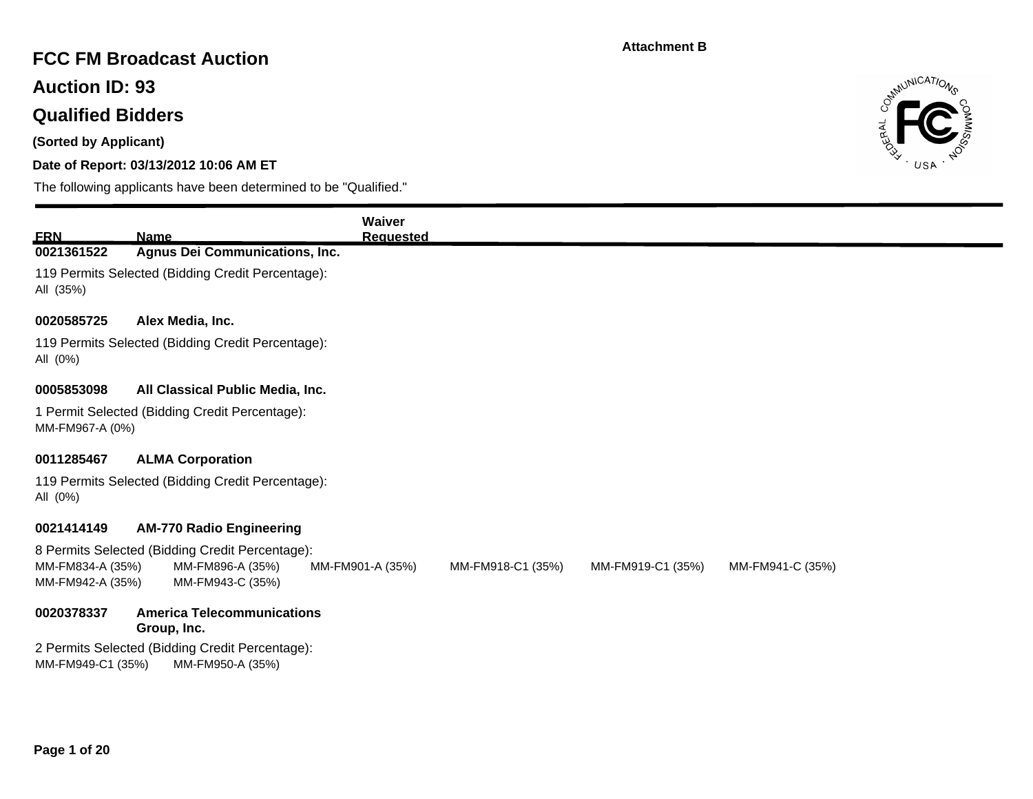Attachment B

# FCC FM Broadcast Auction

## Auction ID: 93

## Qualified Bidders

**(Sorted by Applicant)**

**Date of Report: 03/13/2012 10:06 AM ET**

The following applicants have been determined to be "Qualified."

| FRN | Name | Waiver Requested |
|---|---|---|

**0021361522 Agnus Dei Communications, Inc.**

119 Permits Selected (Bidding Credit Percentage):
All (35%)

**0020585725 Alex Media, Inc.**

119 Permits Selected (Bidding Credit Percentage):
All (0%)

**0005853098 All Classical Public Media, Inc.**

1 Permit Selected (Bidding Credit Percentage):
MM-FM967-A (0%)

**0011285467 ALMA Corporation**

119 Permits Selected (Bidding Credit Percentage):
All (0%)

**0021414149 AM-770 Radio Engineering**

8 Permits Selected (Bidding Credit Percentage):
MM-FM834-A (35%) MM-FM896-A (35%) MM-FM901-A (35%) MM-FM918-C1 (35%) MM-FM919-C1 (35%) MM-FM941-C (35%)
MM-FM942-A (35%) MM-FM943-C (35%)

**0020378337 America Telecommunications Group, Inc.**

2 Permits Selected (Bidding Credit Percentage):
MM-FM949-C1 (35%) MM-FM950-A (35%)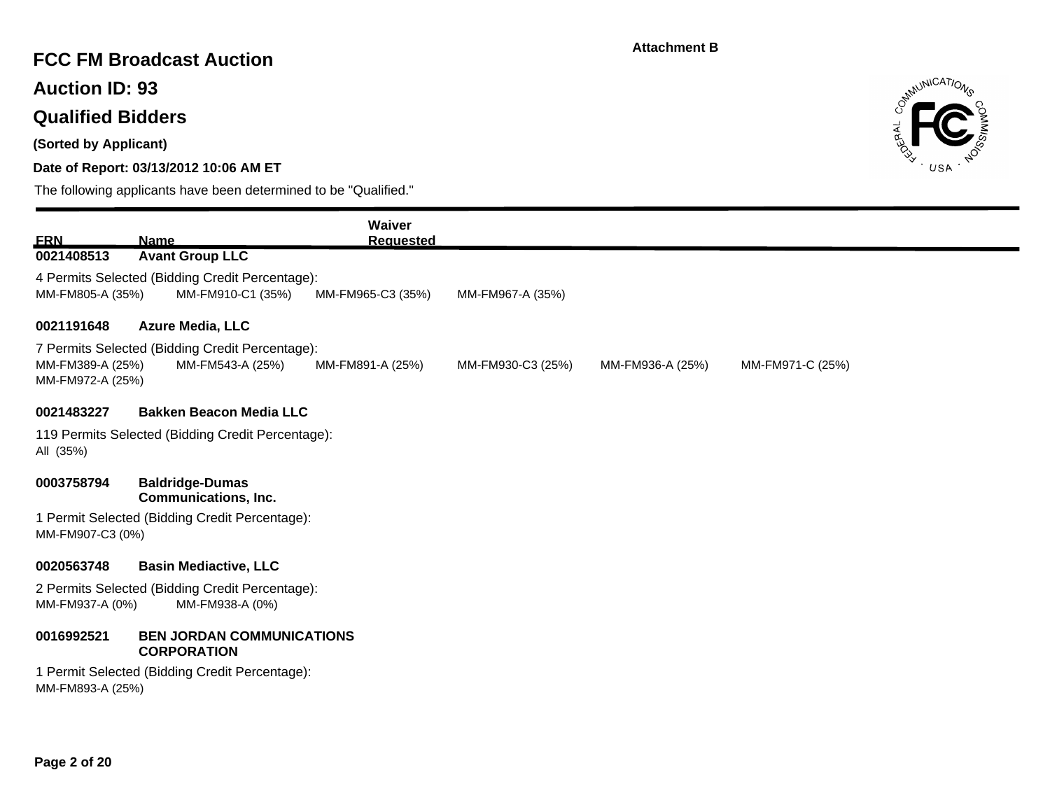**Attachment B**

# FCC FM Broadcast Auction

## Auction ID: 93

## Qualified Bidders

**(Sorted by Applicant)**

**Date of Report: 03/13/2012 10:06 AM ET**

The following applicants have been determined to be "Qualified."

| FRN | Name | Waiver Requested |
|---|---|---|
| **0021408513** | **Avant Group LLC** | |

4 Permits Selected (Bidding Credit Percentage):
MM-FM805-A (35%) MM-FM910-C1 (35%) MM-FM965-C3 (35%) MM-FM967-A (35%)

| FRN | Name | Waiver Requested |
|---|---|---|
| **0021191648** | **Azure Media, LLC** | |

7 Permits Selected (Bidding Credit Percentage):
MM-FM389-A (25%) MM-FM543-A (25%) MM-FM891-A (25%) MM-FM930-C3 (25%) MM-FM936-A (25%) MM-FM971-C (25%) MM-FM972-A (25%)

| FRN | Name | Waiver Requested |
|---|---|---|
| **0021483227** | **Bakken Beacon Media LLC** | |

119 Permits Selected (Bidding Credit Percentage):
All (35%)

| FRN | Name | Waiver Requested |
|---|---|---|
| **0003758794** | **Baldridge-Dumas Communications, Inc.** | |

1 Permit Selected (Bidding Credit Percentage):
MM-FM907-C3 (0%)

| FRN | Name | Waiver Requested |
|---|---|---|
| **0020563748** | **Basin Mediactive, LLC** | |

2 Permits Selected (Bidding Credit Percentage):
MM-FM937-A (0%) MM-FM938-A (0%)

| FRN | Name | Waiver Requested |
|---|---|---|
| **0016992521** | **BEN JORDAN COMMUNICATIONS CORPORATION** | |

1 Permit Selected (Bidding Credit Percentage):
MM-FM893-A (25%)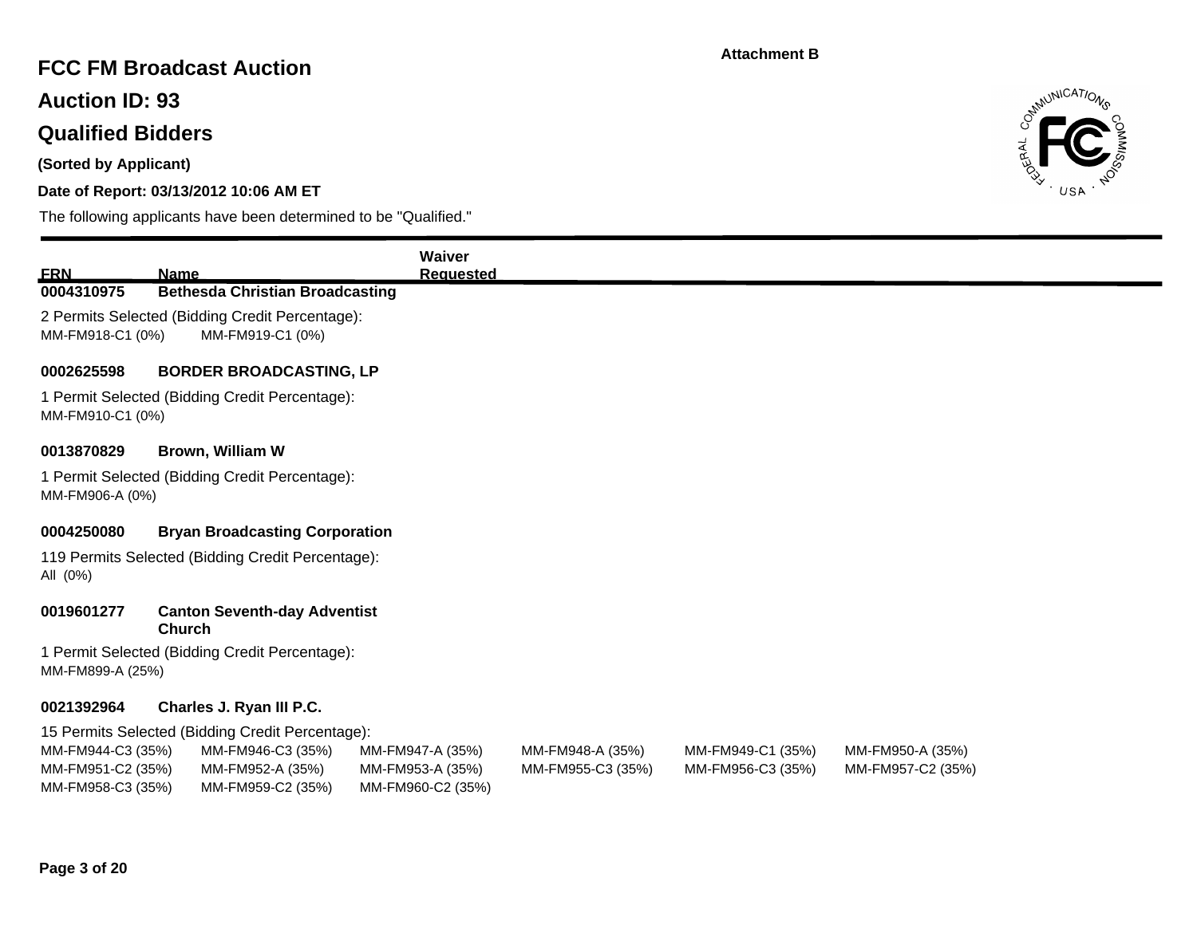Attachment B

# FCC FM Broadcast Auction

## Auction ID: 93

## Qualified Bidders

**(Sorted by Applicant)**

**Date of Report: 03/13/2012 10:06 AM ET**

The following applicants have been determined to be "Qualified."

| FRN | Name | Waiver Requested |
|---|---|---|

**0004310975** **Bethesda Christian Broadcasting**

2 Permits Selected (Bidding Credit Percentage):

MM-FM918-C1 (0%) MM-FM919-C1 (0%)

**0002625598** **BORDER BROADCASTING, LP**

1 Permit Selected (Bidding Credit Percentage):

MM-FM910-C1 (0%)

**0013870829** **Brown, William W**

1 Permit Selected (Bidding Credit Percentage):

MM-FM906-A (0%)

**0004250080** **Bryan Broadcasting Corporation**

119 Permits Selected (Bidding Credit Percentage):

All (0%)

**0019601277** **Canton Seventh-day Adventist Church**

1 Permit Selected (Bidding Credit Percentage):

MM-FM899-A (25%)

**0021392964** **Charles J. Ryan III P.C.**

15 Permits Selected (Bidding Credit Percentage):

MM-FM944-C3 (35%) MM-FM946-C3 (35%) MM-FM947-A (35%) MM-FM948-A (35%) MM-FM949-C1 (35%) MM-FM950-A (35%)
MM-FM951-C2 (35%) MM-FM952-A (35%) MM-FM953-A (35%) MM-FM955-C3 (35%) MM-FM956-C3 (35%) MM-FM957-C2 (35%)
MM-FM958-C3 (35%) MM-FM959-C2 (35%) MM-FM960-C2 (35%)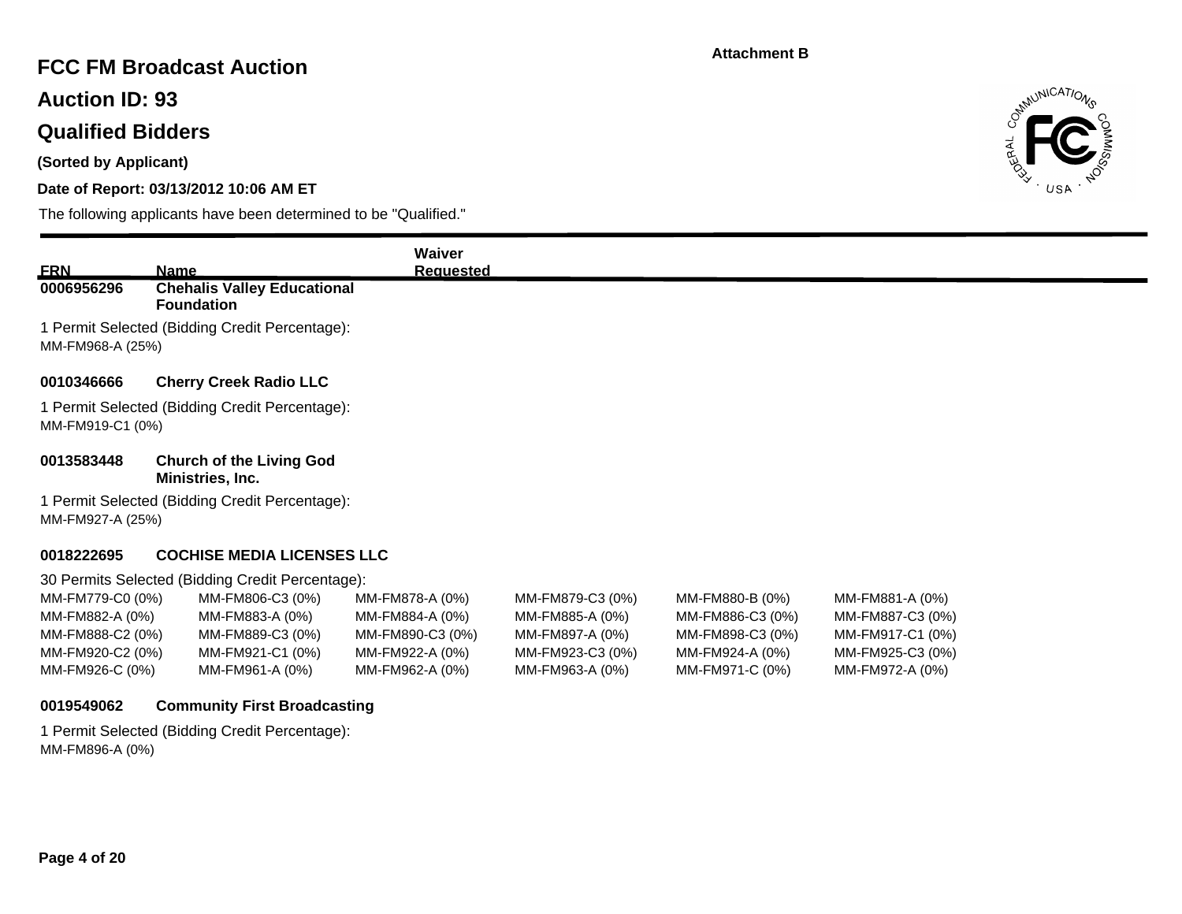Attachment B

# FCC FM Broadcast Auction

## Auction ID: 93

## Qualified Bidders

**(Sorted by Applicant)**

**Date of Report: 03/13/2012 10:06 AM ET**

The following applicants have been determined to be "Qualified."

| FRN | Name | Waiver Requested |
|---|---|---|
| **0006956296** | **Chehalis Valley Educational Foundation** | |

1 Permit Selected (Bidding Credit Percentage):
MM-FM968-A (25%)

**0010346666** **Cherry Creek Radio LLC**

1 Permit Selected (Bidding Credit Percentage):
MM-FM919-C1 (0%)

**0013583448** **Church of the Living God Ministries, Inc.**

1 Permit Selected (Bidding Credit Percentage):
MM-FM927-A (25%)

**0018222695** **COCHISE MEDIA LICENSES LLC**

30 Permits Selected (Bidding Credit Percentage):

| | | | | | |
|---|---|---|---|---|---|
| MM-FM779-C0 (0%) | MM-FM806-C3 (0%) | MM-FM878-A (0%) | MM-FM879-C3 (0%) | MM-FM880-B (0%) | MM-FM881-A (0%) |
| MM-FM882-A (0%) | MM-FM883-A (0%) | MM-FM884-A (0%) | MM-FM885-A (0%) | MM-FM886-C3 (0%) | MM-FM887-C3 (0%) |
| MM-FM888-C2 (0%) | MM-FM889-C3 (0%) | MM-FM890-C3 (0%) | MM-FM897-A (0%) | MM-FM898-C3 (0%) | MM-FM917-C1 (0%) |
| MM-FM920-C2 (0%) | MM-FM921-C1 (0%) | MM-FM922-A (0%) | MM-FM923-C3 (0%) | MM-FM924-A (0%) | MM-FM925-C3 (0%) |
| MM-FM926-C (0%) | MM-FM961-A (0%) | MM-FM962-A (0%) | MM-FM963-A (0%) | MM-FM971-C (0%) | MM-FM972-A (0%) |

**0019549062** **Community First Broadcasting**

1 Permit Selected (Bidding Credit Percentage):
MM-FM896-A (0%)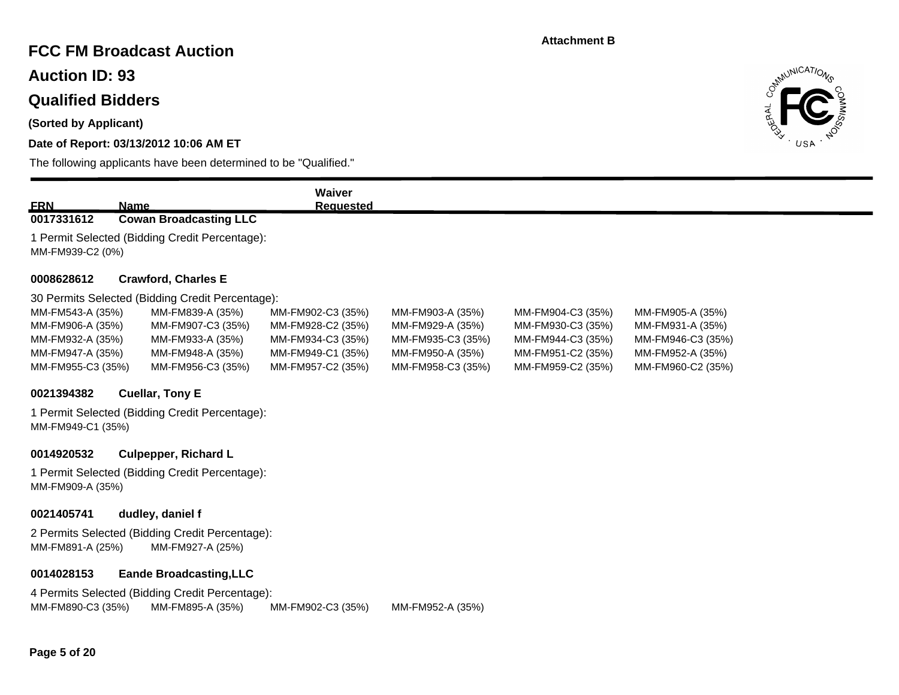Attachment B

# FCC FM Broadcast Auction

## Auction ID: 93

## Qualified Bidders

**(Sorted by Applicant)**

**Date of Report: 03/13/2012 10:06 AM ET**

The following applicants have been determined to be "Qualified."

| FRN | Name | Waiver Requested |
|---|---|---|

**0017331612 Cowan Broadcasting LLC**

1 Permit Selected (Bidding Credit Percentage):
MM-FM939-C2 (0%)

**0008628612 Crawford, Charles E**

30 Permits Selected (Bidding Credit Percentage):

| | | | | | |
|---|---|---|---|---|---|
| MM-FM543-A (35%) | MM-FM839-A (35%) | MM-FM902-C3 (35%) | MM-FM903-A (35%) | MM-FM904-C3 (35%) | MM-FM905-A (35%) |
| MM-FM906-A (35%) | MM-FM907-C3 (35%) | MM-FM928-C2 (35%) | MM-FM929-A (35%) | MM-FM930-C3 (35%) | MM-FM931-A (35%) |
| MM-FM932-A (35%) | MM-FM933-A (35%) | MM-FM934-C3 (35%) | MM-FM935-C3 (35%) | MM-FM944-C3 (35%) | MM-FM946-C3 (35%) |
| MM-FM947-A (35%) | MM-FM948-A (35%) | MM-FM949-C1 (35%) | MM-FM950-A (35%) | MM-FM951-C2 (35%) | MM-FM952-A (35%) |
| MM-FM955-C3 (35%) | MM-FM956-C3 (35%) | MM-FM957-C2 (35%) | MM-FM958-C3 (35%) | MM-FM959-C2 (35%) | MM-FM960-C2 (35%) |

**0021394382 Cuellar, Tony E**

1 Permit Selected (Bidding Credit Percentage):
MM-FM949-C1 (35%)

**0014920532 Culpepper, Richard L**

1 Permit Selected (Bidding Credit Percentage):
MM-FM909-A (35%)

**0021405741 dudley, daniel f**

2 Permits Selected (Bidding Credit Percentage):
MM-FM891-A (25%) MM-FM927-A (25%)

**0014028153 Eande Broadcasting,LLC**

4 Permits Selected (Bidding Credit Percentage):
MM-FM890-C3 (35%) MM-FM895-A (35%) MM-FM902-C3 (35%) MM-FM952-A (35%)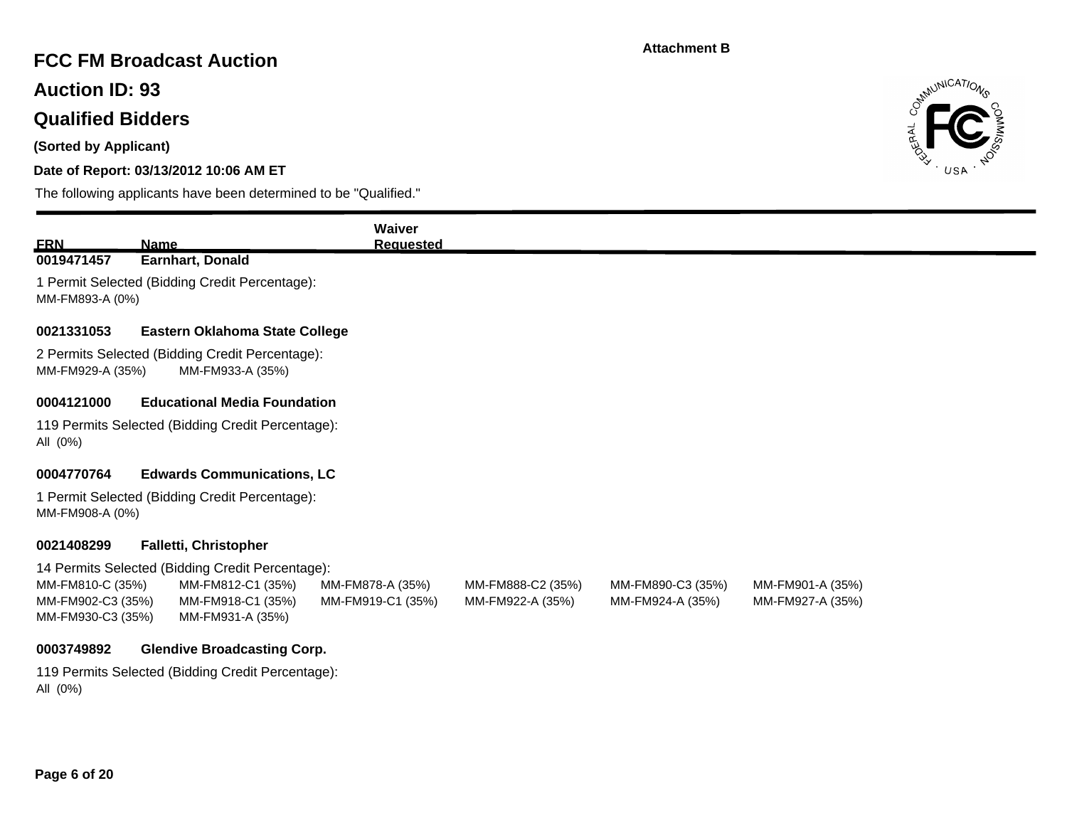Attachment B

# FCC FM Broadcast Auction

## Auction ID: 93

## Qualified Bidders

**(Sorted by Applicant)**

**Date of Report: 03/13/2012 10:06 AM ET**

The following applicants have been determined to be "Qualified."

| FRN | Name | Waiver Requested |
|---|---|---|

**0019471457** **Earnhart, Donald**

1 Permit Selected (Bidding Credit Percentage):
MM-FM893-A (0%)

**0021331053** **Eastern Oklahoma State College**

2 Permits Selected (Bidding Credit Percentage):
MM-FM929-A (35%) MM-FM933-A (35%)

**0004121000** **Educational Media Foundation**

119 Permits Selected (Bidding Credit Percentage):
All (0%)

**0004770764** **Edwards Communications, LC**

1 Permit Selected (Bidding Credit Percentage):
MM-FM908-A (0%)

**0021408299** **Falletti, Christopher**

14 Permits Selected (Bidding Credit Percentage):

| | | | | | |
|---|---|---|---|---|---|
| MM-FM810-C (35%) | MM-FM812-C1 (35%) | MM-FM878-A (35%) | MM-FM888-C2 (35%) | MM-FM890-C3 (35%) | MM-FM901-A (35%) |
| MM-FM902-C3 (35%) | MM-FM918-C1 (35%) | MM-FM919-C1 (35%) | MM-FM922-A (35%) | MM-FM924-A (35%) | MM-FM927-A (35%) |
| MM-FM930-C3 (35%) | MM-FM931-A (35%) | | | | |

**0003749892** **Glendive Broadcasting Corp.**

119 Permits Selected (Bidding Credit Percentage):
All (0%)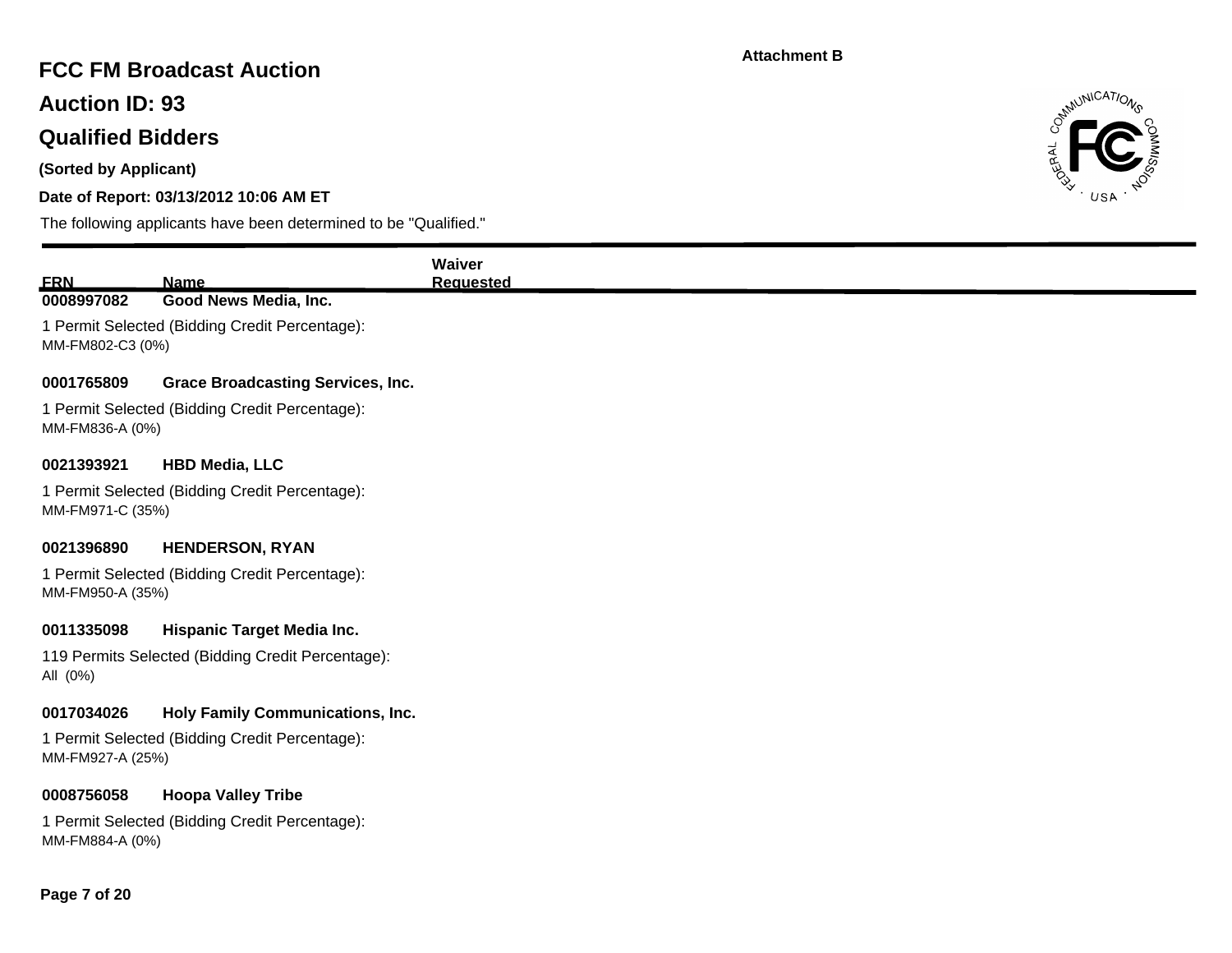Attachment B

# FCC FM Broadcast Auction

## Auction ID: 93

## Qualified Bidders

**(Sorted by Applicant)**

**Date of Report: 03/13/2012 10:06 AM ET**

The following applicants have been determined to be "Qualified."

| FRN | Name | Waiver Requested |
|---|---|---|
| **0008997082** | **Good News Media, Inc.** | |

1 Permit Selected (Bidding Credit Percentage):
MM-FM802-C3 (0%)

| | | |
|---|---|---|
| **0001765809** | **Grace Broadcasting Services, Inc.** | |

1 Permit Selected (Bidding Credit Percentage):
MM-FM836-A (0%)

| | | |
|---|---|---|
| **0021393921** | **HBD Media, LLC** | |

1 Permit Selected (Bidding Credit Percentage):
MM-FM971-C (35%)

| | | |
|---|---|---|
| **0021396890** | **HENDERSON, RYAN** | |

1 Permit Selected (Bidding Credit Percentage):
MM-FM950-A (35%)

| | | |
|---|---|---|
| **0011335098** | **Hispanic Target Media Inc.** | |

119 Permits Selected (Bidding Credit Percentage):
All (0%)

| | | |
|---|---|---|
| **0017034026** | **Holy Family Communications, Inc.** | |

1 Permit Selected (Bidding Credit Percentage):
MM-FM927-A (25%)

| | | |
|---|---|---|
| **0008756058** | **Hoopa Valley Tribe** | |

1 Permit Selected (Bidding Credit Percentage):
MM-FM884-A (0%)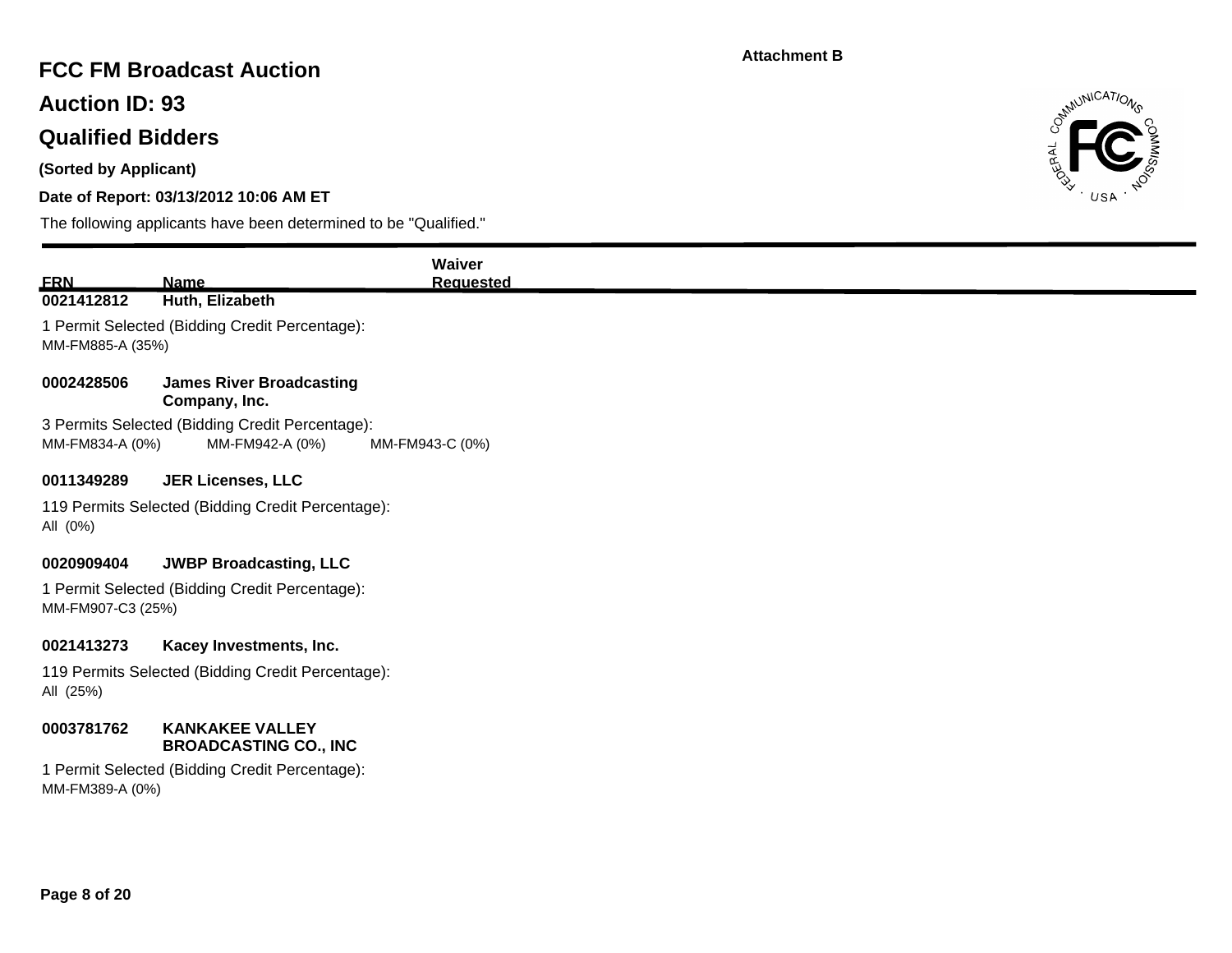Attachment B

# FCC FM Broadcast Auction

## Auction ID: 93

## Qualified Bidders

**(Sorted by Applicant)**

**Date of Report: 03/13/2012 10:06 AM ET**

The following applicants have been determined to be "Qualified."

| FRN | Name | Waiver Requested |
|---|---|---|
| **0021412812** | **Huth, Elizabeth** | |

1 Permit Selected (Bidding Credit Percentage):
MM-FM885-A (35%)

| | | |
|---|---|---|
| **0002428506** | **James River Broadcasting Company, Inc.** | |

3 Permits Selected (Bidding Credit Percentage):
MM-FM834-A (0%) MM-FM942-A (0%) MM-FM943-C (0%)

| | | |
|---|---|---|
| **0011349289** | **JER Licenses, LLC** | |

119 Permits Selected (Bidding Credit Percentage):
All (0%)

| | | |
|---|---|---|
| **0020909404** | **JWBP Broadcasting, LLC** | |

1 Permit Selected (Bidding Credit Percentage):
MM-FM907-C3 (25%)

| | | |
|---|---|---|
| **0021413273** | **Kacey Investments, Inc.** | |

119 Permits Selected (Bidding Credit Percentage):
All (25%)

| | | |
|---|---|---|
| **0003781762** | **KANKAKEE VALLEY BROADCASTING CO., INC** | |

1 Permit Selected (Bidding Credit Percentage):
MM-FM389-A (0%)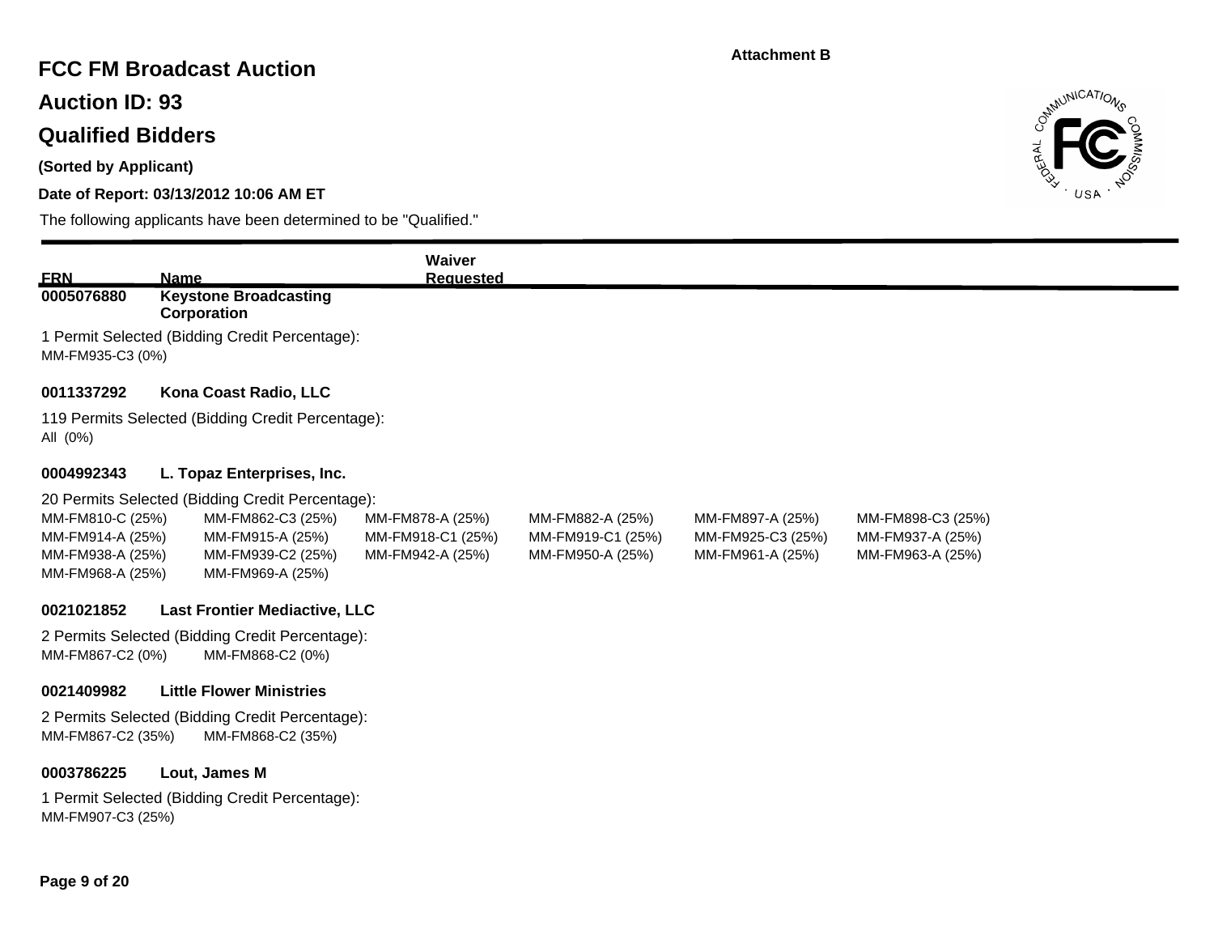Attachment B

# FCC FM Broadcast Auction

## Auction ID: 93

## Qualified Bidders

**(Sorted by Applicant)**

**Date of Report: 03/13/2012 10:06 AM ET**

The following applicants have been determined to be "Qualified."

| FRN | Name | Waiver Requested |
|---|---|---|
| 0005076880 | Keystone Broadcasting Corporation | |

1 Permit Selected (Bidding Credit Percentage):
MM-FM935-C3 (0%)

**0011337292** **Kona Coast Radio, LLC**

119 Permits Selected (Bidding Credit Percentage):
All (0%)

**0004992343** **L. Topaz Enterprises, Inc.**

20 Permits Selected (Bidding Credit Percentage):

| | | | | | |
|---|---|---|---|---|---|
| MM-FM810-C (25%) | MM-FM862-C3 (25%) | MM-FM878-A (25%) | MM-FM882-A (25%) | MM-FM897-A (25%) | MM-FM898-C3 (25%) |
| MM-FM914-A (25%) | MM-FM915-A (25%) | MM-FM918-C1 (25%) | MM-FM919-C1 (25%) | MM-FM925-C3 (25%) | MM-FM937-A (25%) |
| MM-FM938-A (25%) | MM-FM939-C2 (25%) | MM-FM942-A (25%) | MM-FM950-A (25%) | MM-FM961-A (25%) | MM-FM963-A (25%) |
| MM-FM968-A (25%) | MM-FM969-A (25%) | | | | |

**0021021852** **Last Frontier Mediactive, LLC**

2 Permits Selected (Bidding Credit Percentage):
MM-FM867-C2 (0%) MM-FM868-C2 (0%)

**0021409982** **Little Flower Ministries**

2 Permits Selected (Bidding Credit Percentage):
MM-FM867-C2 (35%) MM-FM868-C2 (35%)

**0003786225** **Lout, James M**

1 Permit Selected (Bidding Credit Percentage):
MM-FM907-C3 (25%)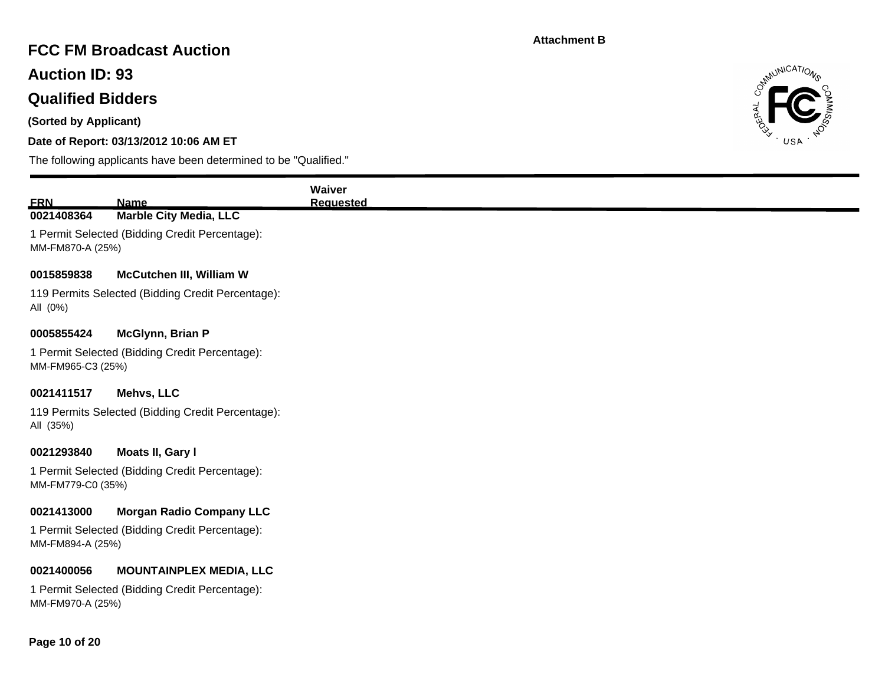Attachment B

# FCC FM Broadcast Auction

## Auction ID: 93

## Qualified Bidders

**(Sorted by Applicant)**

**Date of Report: 03/13/2012 10:06 AM ET**

The following applicants have been determined to be "Qualified."

| FRN | Name | Waiver Requested |
|---|---|---|
| 0021408364 | **Marble City Media, LLC** | |

1 Permit Selected (Bidding Credit Percentage):
MM-FM870-A (25%)

| | | |
|---|---|---|
| 0015859838 | **McCutchen III, William W** | |

119 Permits Selected (Bidding Credit Percentage):
All (0%)

| | | |
|---|---|---|
| 0005855424 | **McGlynn, Brian P** | |

1 Permit Selected (Bidding Credit Percentage):
MM-FM965-C3 (25%)

| | | |
|---|---|---|
| 0021411517 | **Mehvs, LLC** | |

119 Permits Selected (Bidding Credit Percentage):
All (35%)

| | | |
|---|---|---|
| 0021293840 | **Moats II, Gary l** | |

1 Permit Selected (Bidding Credit Percentage):
MM-FM779-C0 (35%)

| | | |
|---|---|---|
| 0021413000 | **Morgan Radio Company LLC** | |

1 Permit Selected (Bidding Credit Percentage):
MM-FM894-A (25%)

| | | |
|---|---|---|
| 0021400056 | **MOUNTAINPLEX MEDIA, LLC** | |

1 Permit Selected (Bidding Credit Percentage):
MM-FM970-A (25%)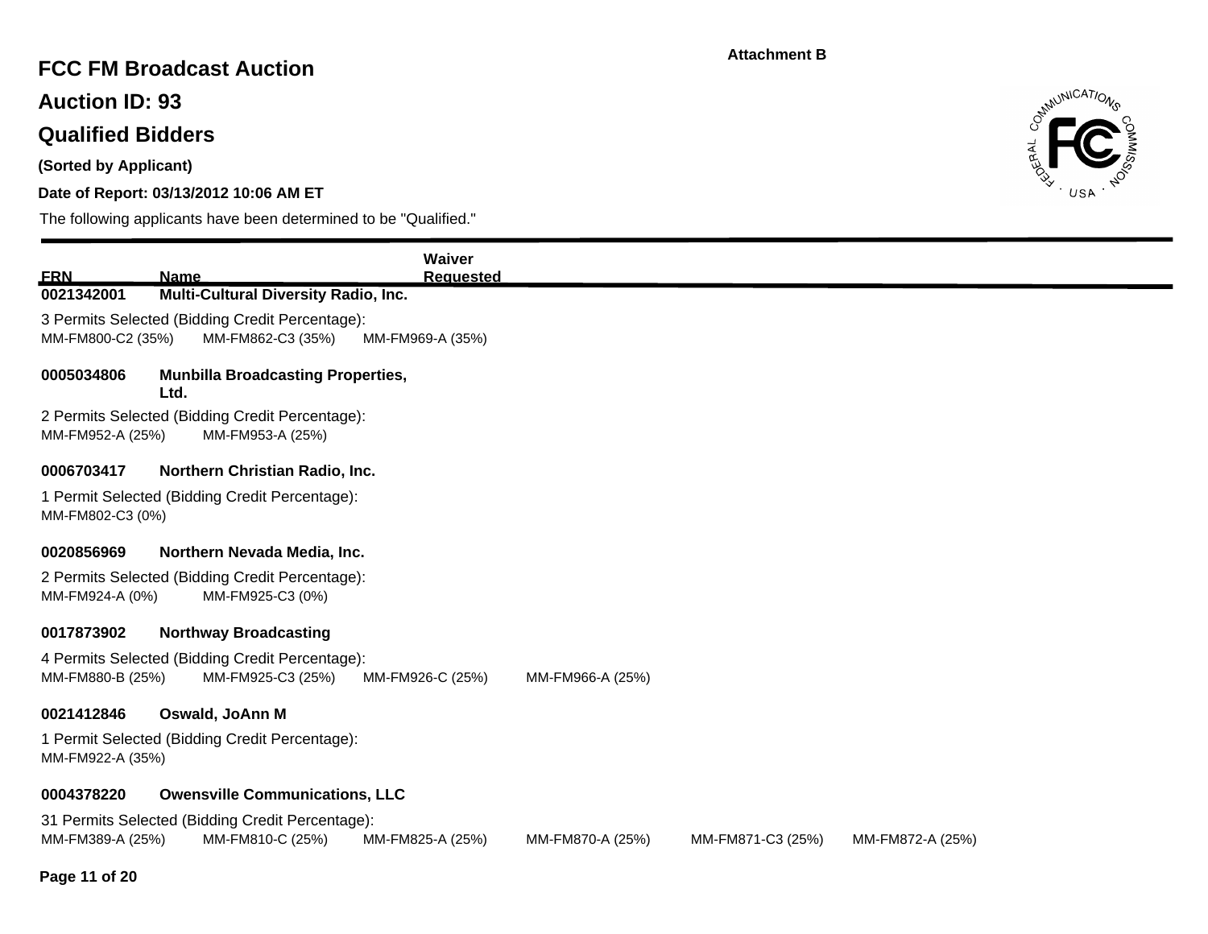Attachment B

# FCC FM Broadcast Auction

## Auction ID: 93

## Qualified Bidders

**(Sorted by Applicant)**

**Date of Report: 03/13/2012 10:06 AM ET**

The following applicants have been determined to be "Qualified."

| FRN | Name | Waiver Requested |
|---|---|---|
| **0021342001** | **Multi-Cultural Diversity Radio, Inc.** | |

3 Permits Selected (Bidding Credit Percentage):
MM-FM800-C2 (35%) MM-FM862-C3 (35%) MM-FM969-A (35%)

**0005034806** **Munbilla Broadcasting Properties, Ltd.**

2 Permits Selected (Bidding Credit Percentage):
MM-FM952-A (25%) MM-FM953-A (25%)

**0006703417** **Northern Christian Radio, Inc.**

1 Permit Selected (Bidding Credit Percentage):
MM-FM802-C3 (0%)

**0020856969** **Northern Nevada Media, Inc.**

2 Permits Selected (Bidding Credit Percentage):
MM-FM924-A (0%) MM-FM925-C3 (0%)

**0017873902** **Northway Broadcasting**

4 Permits Selected (Bidding Credit Percentage):
MM-FM880-B (25%) MM-FM925-C3 (25%) MM-FM926-C (25%) MM-FM966-A (25%)

**0021412846** **Oswald, JoAnn M**

1 Permit Selected (Bidding Credit Percentage):
MM-FM922-A (35%)

**0004378220** **Owensville Communications, LLC**

31 Permits Selected (Bidding Credit Percentage):
MM-FM389-A (25%) MM-FM810-C (25%) MM-FM825-A (25%) MM-FM870-A (25%) MM-FM871-C3 (25%) MM-FM872-A (25%)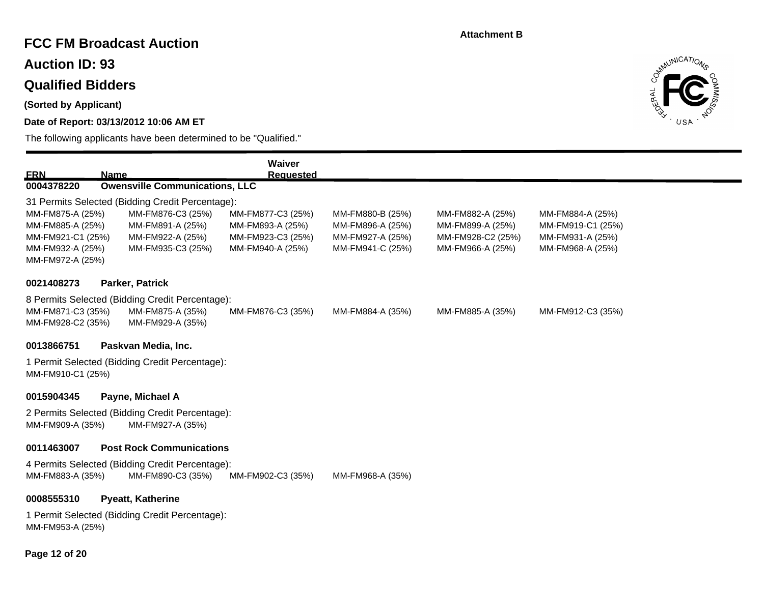Attachment B

# FCC FM Broadcast Auction

## Auction ID: 93

## Qualified Bidders

**(Sorted by Applicant)**

**Date of Report: 03/13/2012 10:06 AM ET**

The following applicants have been determined to be "Qualified."

| FRN | Name | Waiver Requested |
|---|---|---|

**0004378220 Owensville Communications, LLC**

31 Permits Selected (Bidding Credit Percentage):

| | | | | | |
|---|---|---|---|---|---|
| MM-FM875-A (25%) | MM-FM876-C3 (25%) | MM-FM877-C3 (25%) | MM-FM880-B (25%) | MM-FM882-A (25%) | MM-FM884-A (25%) |
| MM-FM885-A (25%) | MM-FM891-A (25%) | MM-FM893-A (25%) | MM-FM896-A (25%) | MM-FM899-A (25%) | MM-FM919-C1 (25%) |
| MM-FM921-C1 (25%) | MM-FM922-A (25%) | MM-FM923-C3 (25%) | MM-FM927-A (25%) | MM-FM928-C2 (25%) | MM-FM931-A (25%) |
| MM-FM932-A (25%) | MM-FM935-C3 (25%) | MM-FM940-A (25%) | MM-FM941-C (25%) | MM-FM966-A (25%) | MM-FM968-A (25%) |
| MM-FM972-A (25%) | | | | | |

**0021408273 Parker, Patrick**

8 Permits Selected (Bidding Credit Percentage):

| | | | | | |
|---|---|---|---|---|---|
| MM-FM871-C3 (35%) | MM-FM875-A (35%) | MM-FM876-C3 (35%) | MM-FM884-A (35%) | MM-FM885-A (35%) | MM-FM912-C3 (35%) |
| MM-FM928-C2 (35%) | MM-FM929-A (35%) | | | | |

**0013866751 Paskvan Media, Inc.**

1 Permit Selected (Bidding Credit Percentage):

MM-FM910-C1 (25%)

**0015904345 Payne, Michael A**

2 Permits Selected (Bidding Credit Percentage):

MM-FM909-A (35%) MM-FM927-A (35%)

**0011463007 Post Rock Communications**

4 Permits Selected (Bidding Credit Percentage):

MM-FM883-A (35%) MM-FM890-C3 (35%) MM-FM902-C3 (35%) MM-FM968-A (35%)

**0008555310 Pyeatt, Katherine**

1 Permit Selected (Bidding Credit Percentage):

MM-FM953-A (25%)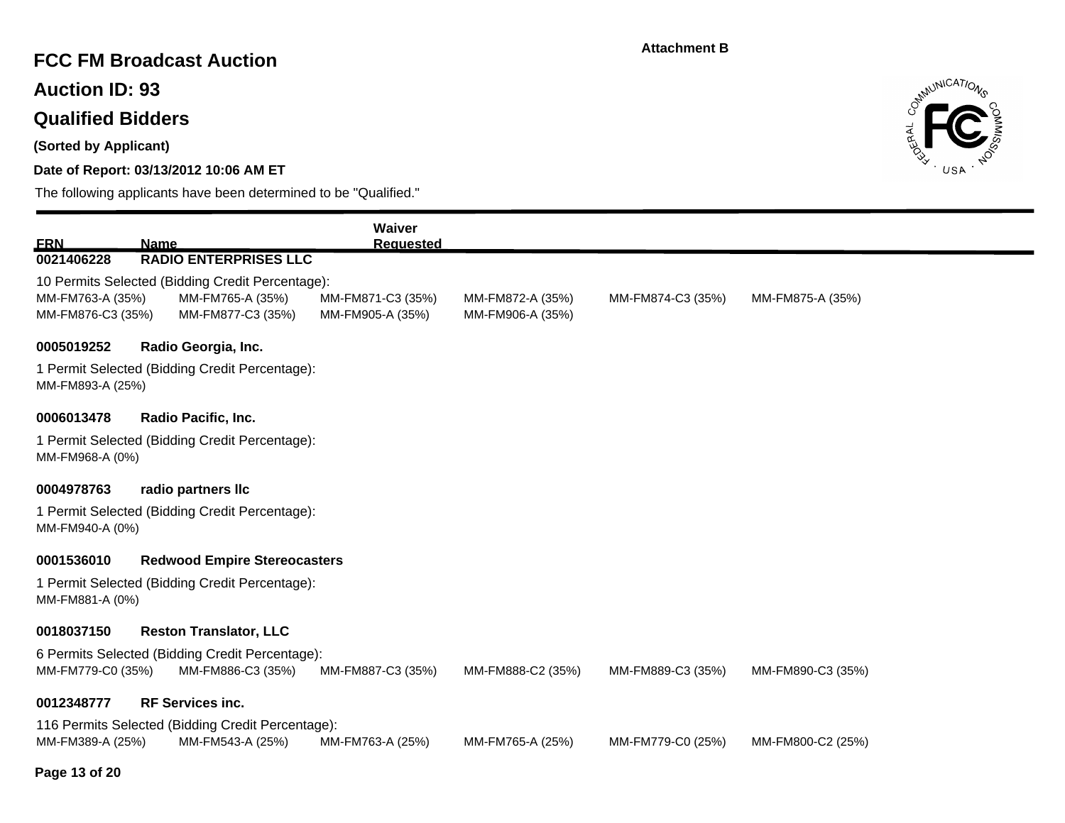Attachment B

# FCC FM Broadcast Auction

## Auction ID: 93

## Qualified Bidders

**(Sorted by Applicant)**

**Date of Report: 03/13/2012 10:06 AM ET**

The following applicants have been determined to be "Qualified."

| FRN | Name | Waiver Requested |
|---|---|---|
| 0021406228 | RADIO ENTERPRISES LLC | |

10 Permits Selected (Bidding Credit Percentage):
MM-FM763-A (35%) MM-FM765-A (35%) MM-FM871-C3 (35%) MM-FM872-A (35%) MM-FM874-C3 (35%) MM-FM875-A (35%)
MM-FM876-C3 (35%) MM-FM877-C3 (35%) MM-FM905-A (35%) MM-FM906-A (35%)

**0005019252 Radio Georgia, Inc.**

1 Permit Selected (Bidding Credit Percentage):
MM-FM893-A (25%)

**0006013478 Radio Pacific, Inc.**

1 Permit Selected (Bidding Credit Percentage):
MM-FM968-A (0%)

**0004978763 radio partners llc**

1 Permit Selected (Bidding Credit Percentage):
MM-FM940-A (0%)

**0001536010 Redwood Empire Stereocasters**

1 Permit Selected (Bidding Credit Percentage):
MM-FM881-A (0%)

**0018037150 Reston Translator, LLC**

6 Permits Selected (Bidding Credit Percentage):
MM-FM779-C0 (35%) MM-FM886-C3 (35%) MM-FM887-C3 (35%) MM-FM888-C2 (35%) MM-FM889-C3 (35%) MM-FM890-C3 (35%)

**0012348777 RF Services inc.**

116 Permits Selected (Bidding Credit Percentage):
MM-FM389-A (25%) MM-FM543-A (25%) MM-FM763-A (25%) MM-FM765-A (25%) MM-FM779-C0 (25%) MM-FM800-C2 (25%)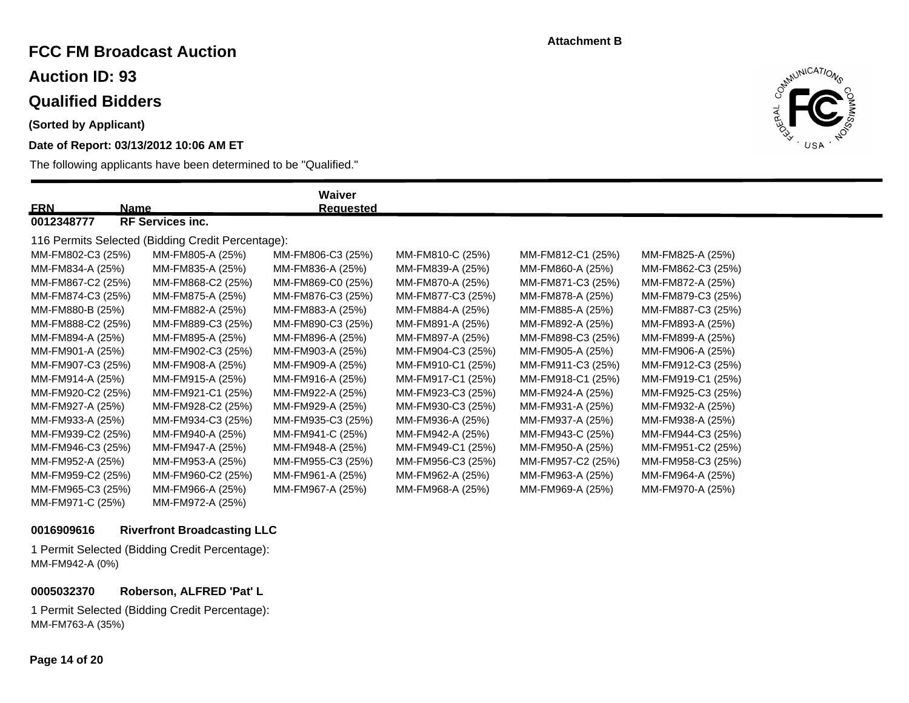Attachment B

# FCC FM Broadcast Auction

## Auction ID: 93

## Qualified Bidders

**(Sorted by Applicant)**

**Date of Report: 03/13/2012 10:06 AM ET**

The following applicants have been determined to be "Qualified."

| FRN | Name | Waiver Requested |
|---|---|---|
| **0012348777** | **RF Services inc.** | |

116 Permits Selected (Bidding Credit Percentage):

| | | | | | |
|---|---|---|---|---|---|
| MM-FM802-C3 (25%) | MM-FM805-A (25%) | MM-FM806-C3 (25%) | MM-FM810-C (25%) | MM-FM812-C1 (25%) | MM-FM825-A (25%) |
| MM-FM834-A (25%) | MM-FM835-A (25%) | MM-FM836-A (25%) | MM-FM839-A (25%) | MM-FM860-A (25%) | MM-FM862-C3 (25%) |
| MM-FM867-C2 (25%) | MM-FM868-C2 (25%) | MM-FM869-C0 (25%) | MM-FM870-A (25%) | MM-FM871-C3 (25%) | MM-FM872-A (25%) |
| MM-FM874-C3 (25%) | MM-FM875-A (25%) | MM-FM876-C3 (25%) | MM-FM877-C3 (25%) | MM-FM878-A (25%) | MM-FM879-C3 (25%) |
| MM-FM880-B (25%) | MM-FM882-A (25%) | MM-FM883-A (25%) | MM-FM884-A (25%) | MM-FM885-A (25%) | MM-FM887-C3 (25%) |
| MM-FM888-C2 (25%) | MM-FM889-C3 (25%) | MM-FM890-C3 (25%) | MM-FM891-A (25%) | MM-FM892-A (25%) | MM-FM893-A (25%) |
| MM-FM894-A (25%) | MM-FM895-A (25%) | MM-FM896-A (25%) | MM-FM897-A (25%) | MM-FM898-C3 (25%) | MM-FM899-A (25%) |
| MM-FM901-A (25%) | MM-FM902-C3 (25%) | MM-FM903-A (25%) | MM-FM904-C3 (25%) | MM-FM905-A (25%) | MM-FM906-A (25%) |
| MM-FM907-C3 (25%) | MM-FM908-A (25%) | MM-FM909-A (25%) | MM-FM910-C1 (25%) | MM-FM911-C3 (25%) | MM-FM912-C3 (25%) |
| MM-FM914-A (25%) | MM-FM915-A (25%) | MM-FM916-A (25%) | MM-FM917-C1 (25%) | MM-FM918-C1 (25%) | MM-FM919-C1 (25%) |
| MM-FM920-C2 (25%) | MM-FM921-C1 (25%) | MM-FM922-A (25%) | MM-FM923-C3 (25%) | MM-FM924-A (25%) | MM-FM925-C3 (25%) |
| MM-FM927-A (25%) | MM-FM928-C2 (25%) | MM-FM929-A (25%) | MM-FM930-C3 (25%) | MM-FM931-A (25%) | MM-FM932-A (25%) |
| MM-FM933-A (25%) | MM-FM934-C3 (25%) | MM-FM935-C3 (25%) | MM-FM936-A (25%) | MM-FM937-A (25%) | MM-FM938-A (25%) |
| MM-FM939-C2 (25%) | MM-FM940-A (25%) | MM-FM941-C (25%) | MM-FM942-A (25%) | MM-FM943-C (25%) | MM-FM944-C3 (25%) |
| MM-FM946-C3 (25%) | MM-FM947-A (25%) | MM-FM948-A (25%) | MM-FM949-C1 (25%) | MM-FM950-A (25%) | MM-FM951-C2 (25%) |
| MM-FM952-A (25%) | MM-FM953-A (25%) | MM-FM955-C3 (25%) | MM-FM956-C3 (25%) | MM-FM957-C2 (25%) | MM-FM958-C3 (25%) |
| MM-FM959-C2 (25%) | MM-FM960-C2 (25%) | MM-FM961-A (25%) | MM-FM962-A (25%) | MM-FM963-A (25%) | MM-FM964-A (25%) |
| MM-FM965-C3 (25%) | MM-FM966-A (25%) | MM-FM967-A (25%) | MM-FM968-A (25%) | MM-FM969-A (25%) | MM-FM970-A (25%) |
| MM-FM971-C (25%) | MM-FM972-A (25%) | | | | |

**0016909616** **Riverfront Broadcasting LLC**

1 Permit Selected (Bidding Credit Percentage):

MM-FM942-A (0%)

**0005032370** **Roberson, ALFRED 'Pat' L**

1 Permit Selected (Bidding Credit Percentage):

MM-FM763-A (35%)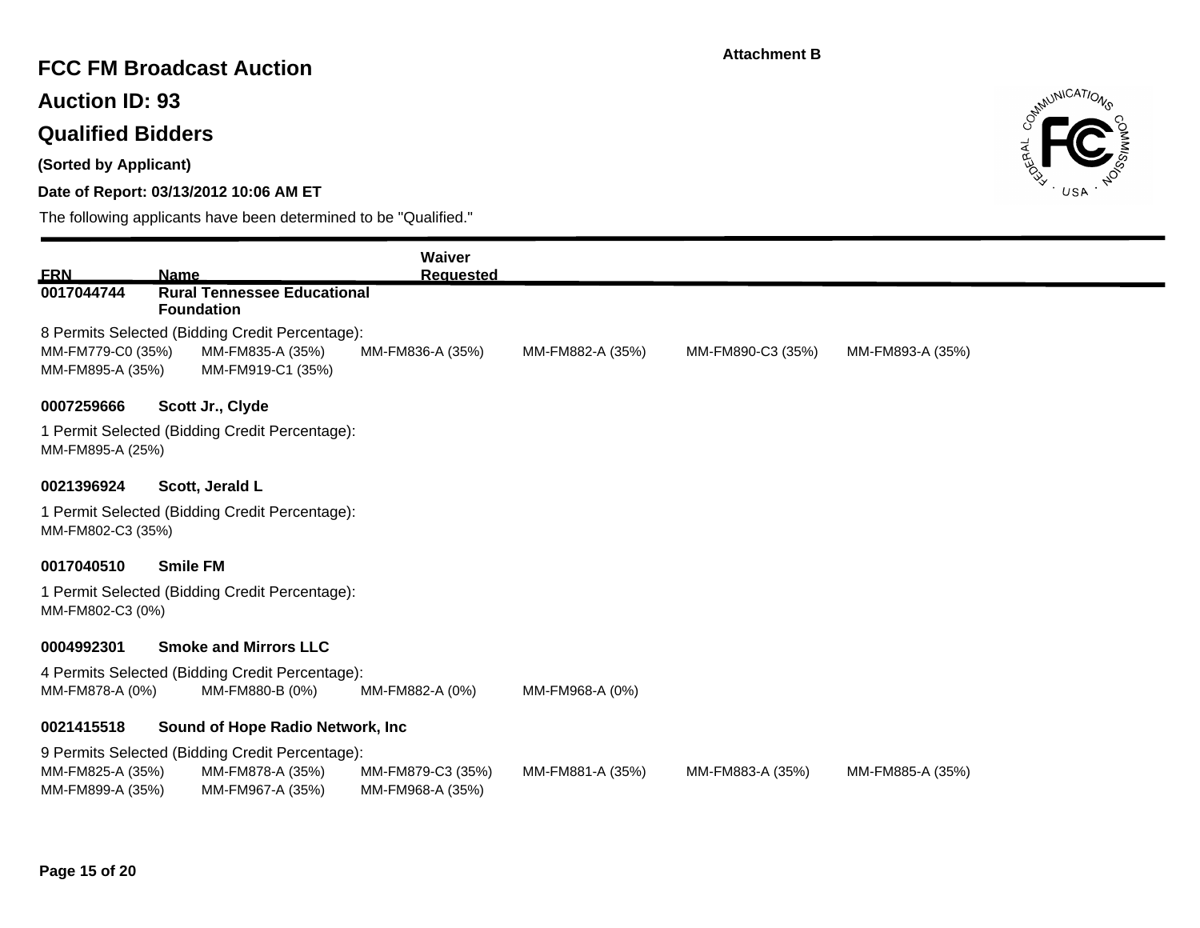Attachment B

# FCC FM Broadcast Auction

## Auction ID: 93

## Qualified Bidders

**(Sorted by Applicant)**

**Date of Report: 03/13/2012 10:06 AM ET**

The following applicants have been determined to be "Qualified."

| FRN | Name | Waiver Requested |
|---|---|---|
| **0017044744** | **Rural Tennessee Educational Foundation** | |

8 Permits Selected (Bidding Credit Percentage):

MM-FM779-C0 (35%) MM-FM835-A (35%) MM-FM836-A (35%) MM-FM882-A (35%) MM-FM890-C3 (35%) MM-FM893-A (35%)
MM-FM895-A (35%) MM-FM919-C1 (35%)

**0007259666 Scott Jr., Clyde**

1 Permit Selected (Bidding Credit Percentage):

MM-FM895-A (25%)

**0021396924 Scott, Jerald L**

1 Permit Selected (Bidding Credit Percentage):

MM-FM802-C3 (35%)

**0017040510 Smile FM**

1 Permit Selected (Bidding Credit Percentage):

MM-FM802-C3 (0%)

**0004992301 Smoke and Mirrors LLC**

4 Permits Selected (Bidding Credit Percentage):

MM-FM878-A (0%) MM-FM880-B (0%) MM-FM882-A (0%) MM-FM968-A (0%)

**0021415518 Sound of Hope Radio Network, Inc**

9 Permits Selected (Bidding Credit Percentage):

MM-FM825-A (35%) MM-FM878-A (35%) MM-FM879-C3 (35%) MM-FM881-A (35%) MM-FM883-A (35%) MM-FM885-A (35%)
MM-FM899-A (35%) MM-FM967-A (35%) MM-FM968-A (35%)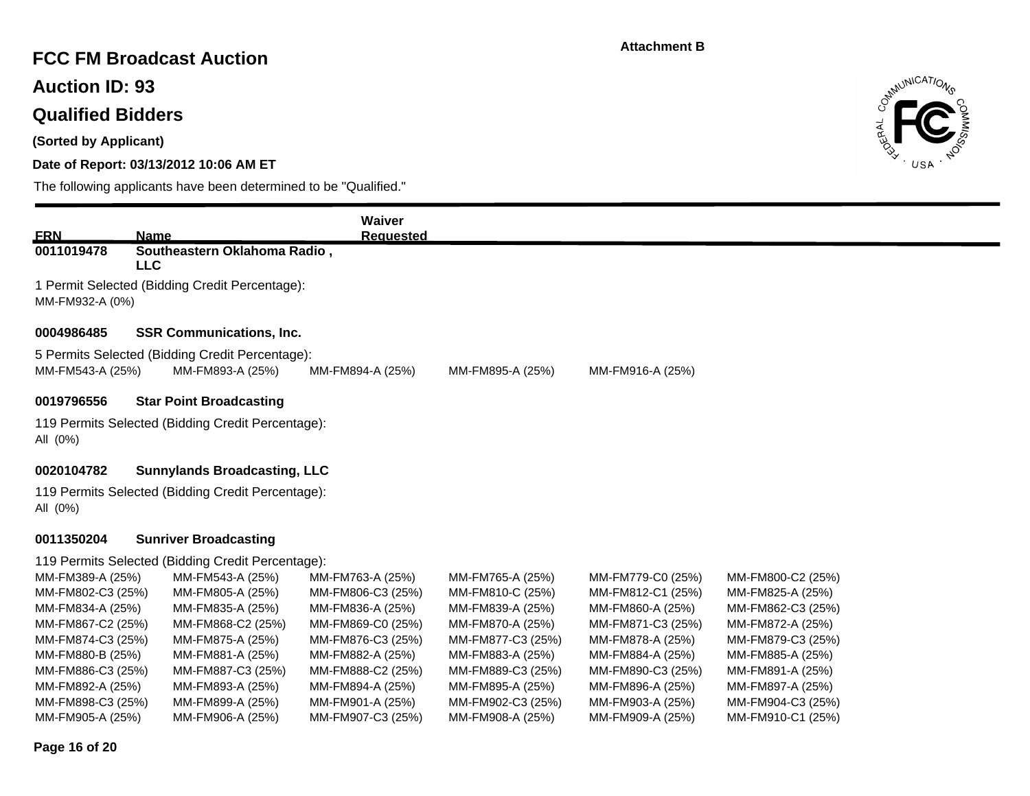Attachment B

# FCC FM Broadcast Auction

## Auction ID: 93

## Qualified Bidders

**(Sorted by Applicant)**

**Date of Report: 03/13/2012 10:06 AM ET**

The following applicants have been determined to be "Qualified."

| FRN | Name | Waiver Requested |
|---|---|---|

**0011019478 Southeastern Oklahoma Radio , LLC**

1 Permit Selected (Bidding Credit Percentage):
MM-FM932-A (0%)

**0004986485 SSR Communications, Inc.**

5 Permits Selected (Bidding Credit Percentage):

| | | | | |
|---|---|---|---|---|
| MM-FM543-A (25%) | MM-FM893-A (25%) | MM-FM894-A (25%) | MM-FM895-A (25%) | MM-FM916-A (25%) |

**0019796556 Star Point Broadcasting**

119 Permits Selected (Bidding Credit Percentage):
All (0%)

**0020104782 Sunnylands Broadcasting, LLC**

119 Permits Selected (Bidding Credit Percentage):
All (0%)

**0011350204 Sunriver Broadcasting**

119 Permits Selected (Bidding Credit Percentage):

| | | | | | |
|---|---|---|---|---|---|
| MM-FM389-A (25%) | MM-FM543-A (25%) | MM-FM763-A (25%) | MM-FM765-A (25%) | MM-FM779-C0 (25%) | MM-FM800-C2 (25%) |
| MM-FM802-C3 (25%) | MM-FM805-A (25%) | MM-FM806-C3 (25%) | MM-FM810-C (25%) | MM-FM812-C1 (25%) | MM-FM825-A (25%) |
| MM-FM834-A (25%) | MM-FM835-A (25%) | MM-FM836-A (25%) | MM-FM839-A (25%) | MM-FM860-A (25%) | MM-FM862-C3 (25%) |
| MM-FM867-C2 (25%) | MM-FM868-C2 (25%) | MM-FM869-C0 (25%) | MM-FM870-A (25%) | MM-FM871-C3 (25%) | MM-FM872-A (25%) |
| MM-FM874-C3 (25%) | MM-FM875-A (25%) | MM-FM876-C3 (25%) | MM-FM877-C3 (25%) | MM-FM878-A (25%) | MM-FM879-C3 (25%) |
| MM-FM880-B (25%) | MM-FM881-A (25%) | MM-FM882-A (25%) | MM-FM883-A (25%) | MM-FM884-A (25%) | MM-FM885-A (25%) |
| MM-FM886-C3 (25%) | MM-FM887-C3 (25%) | MM-FM888-C2 (25%) | MM-FM889-C3 (25%) | MM-FM890-C3 (25%) | MM-FM891-A (25%) |
| MM-FM892-A (25%) | MM-FM893-A (25%) | MM-FM894-A (25%) | MM-FM895-A (25%) | MM-FM896-A (25%) | MM-FM897-A (25%) |
| MM-FM898-C3 (25%) | MM-FM899-A (25%) | MM-FM901-A (25%) | MM-FM902-C3 (25%) | MM-FM903-A (25%) | MM-FM904-C3 (25%) |
| MM-FM905-A (25%) | MM-FM906-A (25%) | MM-FM907-C3 (25%) | MM-FM908-A (25%) | MM-FM909-A (25%) | MM-FM910-C1 (25%) |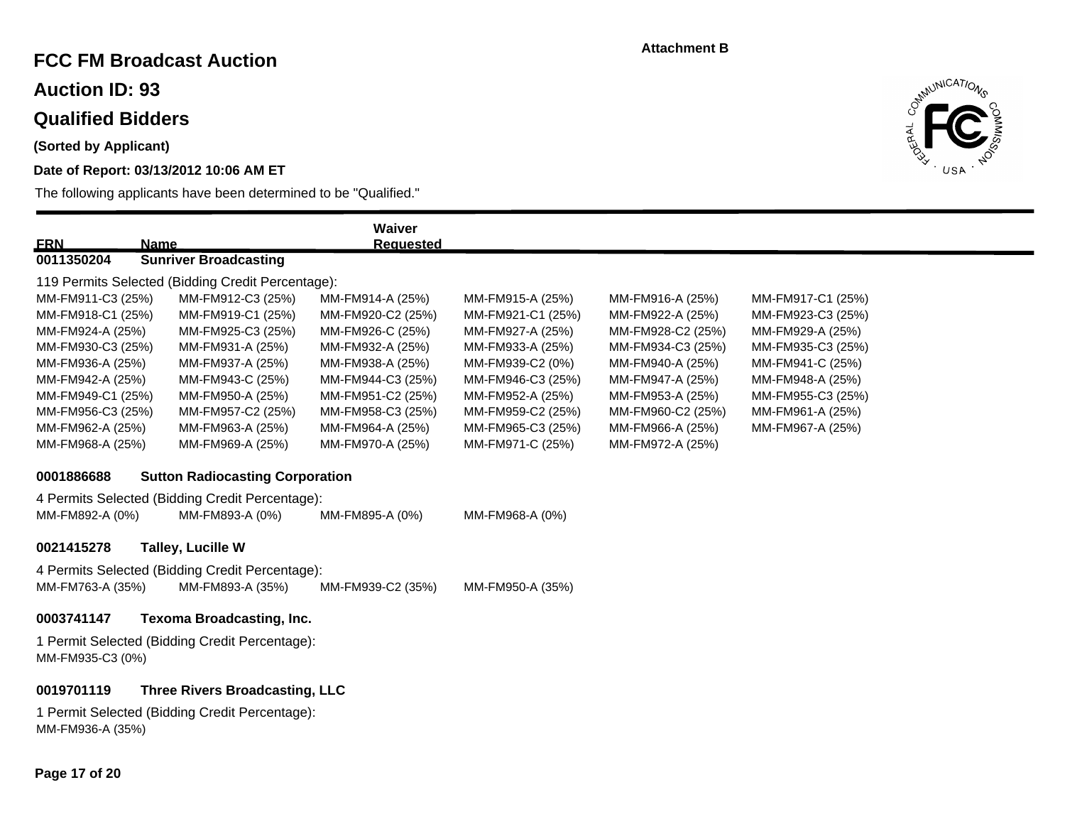Attachment B

# FCC FM Broadcast Auction

## Auction ID: 93

## Qualified Bidders

**(Sorted by Applicant)**

**Date of Report: 03/13/2012 10:06 AM ET**

The following applicants have been determined to be "Qualified."

| FRN | Name | Waiver Requested |
|---|---|---|
| 0011350204 | Sunriver Broadcasting | |

119 Permits Selected (Bidding Credit Percentage):

MM-FM911-C3 (25%) MM-FM912-C3 (25%) MM-FM914-A (25%) MM-FM915-A (25%) MM-FM916-A (25%) MM-FM917-C1 (25%)
MM-FM918-C1 (25%) MM-FM919-C1 (25%) MM-FM920-C2 (25%) MM-FM921-C1 (25%) MM-FM922-A (25%) MM-FM923-C3 (25%)
MM-FM924-A (25%) MM-FM925-C3 (25%) MM-FM926-C (25%) MM-FM927-A (25%) MM-FM928-C2 (25%) MM-FM929-A (25%)
MM-FM930-C3 (25%) MM-FM931-A (25%) MM-FM932-A (25%) MM-FM933-A (25%) MM-FM934-C3 (25%) MM-FM935-C3 (25%)
MM-FM936-A (25%) MM-FM937-A (25%) MM-FM938-A (25%) MM-FM939-C2 (0%) MM-FM940-A (25%) MM-FM941-C (25%)
MM-FM942-A (25%) MM-FM943-C (25%) MM-FM944-C3 (25%) MM-FM946-C3 (25%) MM-FM947-A (25%) MM-FM948-A (25%)
MM-FM949-C1 (25%) MM-FM950-A (25%) MM-FM951-C2 (25%) MM-FM952-A (25%) MM-FM953-A (25%) MM-FM955-C3 (25%)
MM-FM956-C3 (25%) MM-FM957-C2 (25%) MM-FM958-C3 (25%) MM-FM959-C2 (25%) MM-FM960-C2 (25%) MM-FM961-A (25%)
MM-FM962-A (25%) MM-FM963-A (25%) MM-FM964-A (25%) MM-FM965-C3 (25%) MM-FM966-A (25%) MM-FM967-A (25%)
MM-FM968-A (25%) MM-FM969-A (25%) MM-FM970-A (25%) MM-FM971-C (25%) MM-FM972-A (25%)

**0001886688 Sutton Radiocasting Corporation**

4 Permits Selected (Bidding Credit Percentage):

MM-FM892-A (0%) MM-FM893-A (0%) MM-FM895-A (0%) MM-FM968-A (0%)

**0021415278 Talley, Lucille W**

4 Permits Selected (Bidding Credit Percentage):

MM-FM763-A (35%) MM-FM893-A (35%) MM-FM939-C2 (35%) MM-FM950-A (35%)

**0003741147 Texoma Broadcasting, Inc.**

1 Permit Selected (Bidding Credit Percentage):

MM-FM935-C3 (0%)

**0019701119 Three Rivers Broadcasting, LLC**

1 Permit Selected (Bidding Credit Percentage):

MM-FM936-A (35%)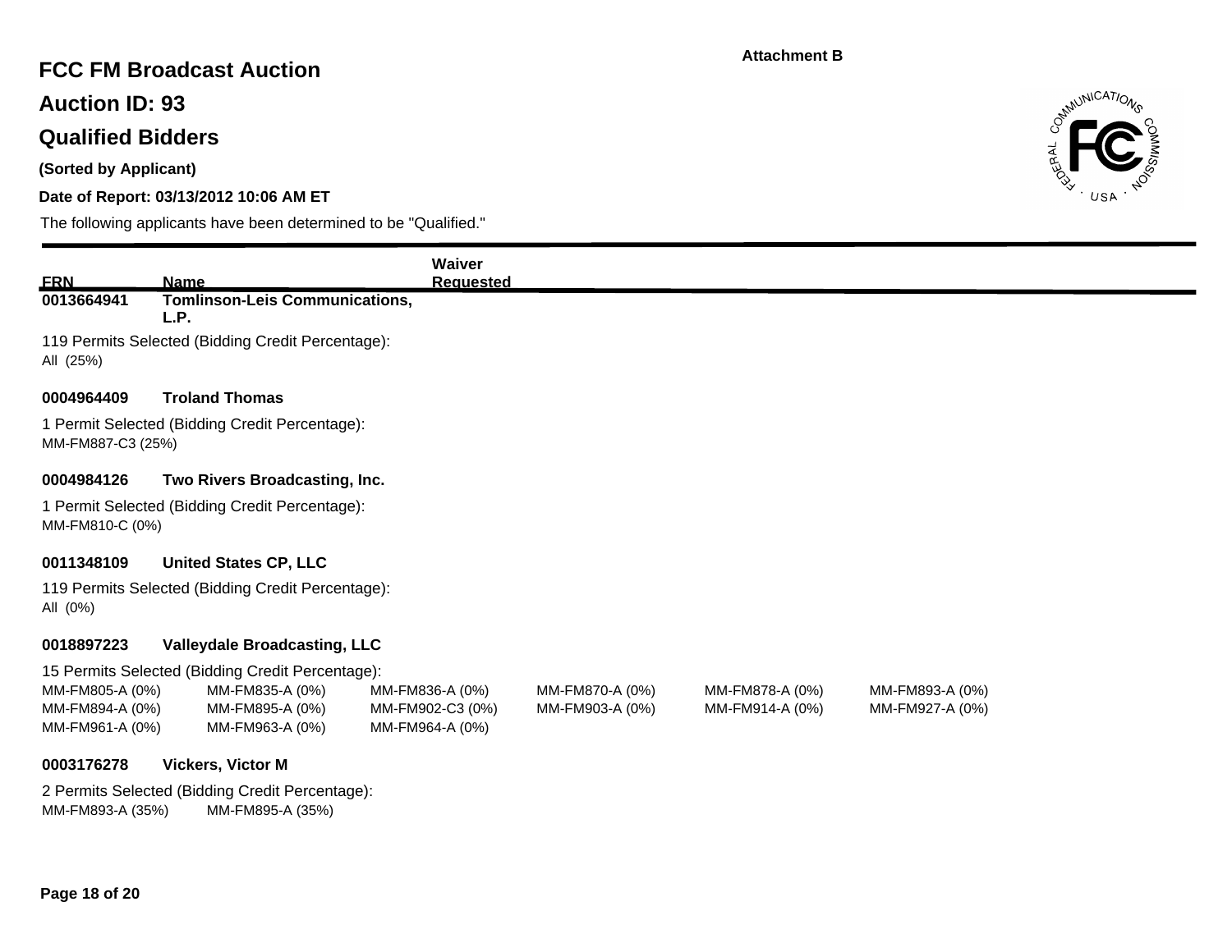Attachment B

# FCC FM Broadcast Auction

## Auction ID: 93

## Qualified Bidders

**(Sorted by Applicant)**

**Date of Report: 03/13/2012 10:06 AM ET**

The following applicants have been determined to be "Qualified."

| FRN | Name | Waiver Requested |
|---|---|---|
| 0013664941 | Tomlinson-Leis Communications, L.P. | |

119 Permits Selected (Bidding Credit Percentage):
All (25%)

**0004964409** **Troland Thomas**

1 Permit Selected (Bidding Credit Percentage):
MM-FM887-C3 (25%)

**0004984126** **Two Rivers Broadcasting, Inc.**

1 Permit Selected (Bidding Credit Percentage):
MM-FM810-C (0%)

**0011348109** **United States CP, LLC**

119 Permits Selected (Bidding Credit Percentage):
All (0%)

**0018897223** **Valleydale Broadcasting, LLC**

15 Permits Selected (Bidding Credit Percentage):

MM-FM805-A (0%) MM-FM835-A (0%) MM-FM836-A (0%) MM-FM870-A (0%) MM-FM878-A (0%) MM-FM893-A (0%)
MM-FM894-A (0%) MM-FM895-A (0%) MM-FM902-C3 (0%) MM-FM903-A (0%) MM-FM914-A (0%) MM-FM927-A (0%)
MM-FM961-A (0%) MM-FM963-A (0%) MM-FM964-A (0%)

**0003176278** **Vickers, Victor M**

2 Permits Selected (Bidding Credit Percentage):
MM-FM893-A (35%) MM-FM895-A (35%)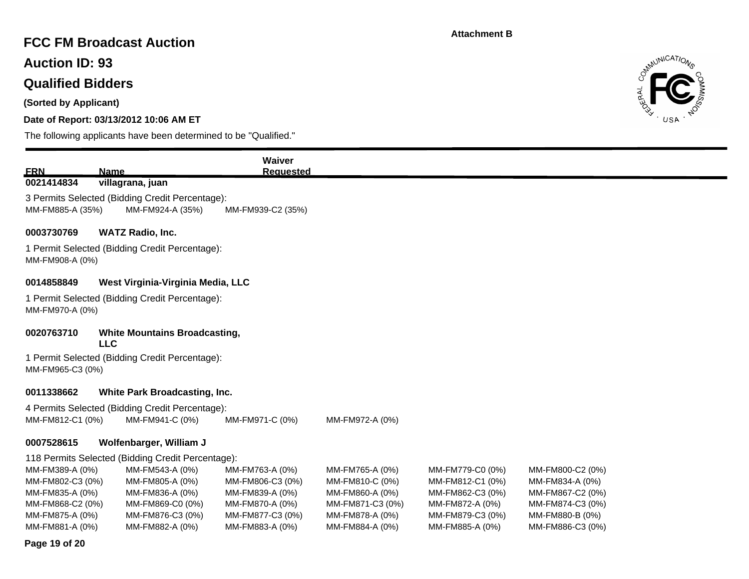Attachment B

# FCC FM Broadcast Auction

## Auction ID: 93

## Qualified Bidders

**(Sorted by Applicant)**

**Date of Report: 03/13/2012 10:06 AM ET**

The following applicants have been determined to be "Qualified."

| FRN | Name | Waiver Requested |
|---|---|---|

**0021414834** **villagrana, juan**

3 Permits Selected (Bidding Credit Percentage):

MM-FM885-A (35%) MM-FM924-A (35%) MM-FM939-C2 (35%)

**0003730769** **WATZ Radio, Inc.**

1 Permit Selected (Bidding Credit Percentage):

MM-FM908-A (0%)

**0014858849** **West Virginia-Virginia Media, LLC**

1 Permit Selected (Bidding Credit Percentage):

MM-FM970-A (0%)

**0020763710** **White Mountains Broadcasting, LLC**

1 Permit Selected (Bidding Credit Percentage):

MM-FM965-C3 (0%)

**0011338662** **White Park Broadcasting, Inc.**

4 Permits Selected (Bidding Credit Percentage):

MM-FM812-C1 (0%) MM-FM941-C (0%) MM-FM971-C (0%) MM-FM972-A (0%)

**0007528615** **Wolfenbarger, William J**

118 Permits Selected (Bidding Credit Percentage):

MM-FM389-A (0%) MM-FM543-A (0%) MM-FM763-A (0%) MM-FM765-A (0%) MM-FM779-C0 (0%) MM-FM800-C2 (0%)
MM-FM802-C3 (0%) MM-FM805-A (0%) MM-FM806-C3 (0%) MM-FM810-C (0%) MM-FM812-C1 (0%) MM-FM834-A (0%)
MM-FM835-A (0%) MM-FM836-A (0%) MM-FM839-A (0%) MM-FM860-A (0%) MM-FM862-C3 (0%) MM-FM867-C2 (0%)
MM-FM868-C2 (0%) MM-FM869-C0 (0%) MM-FM870-A (0%) MM-FM871-C3 (0%) MM-FM872-A (0%) MM-FM874-C3 (0%)
MM-FM875-A (0%) MM-FM876-C3 (0%) MM-FM877-C3 (0%) MM-FM878-A (0%) MM-FM879-C3 (0%) MM-FM880-B (0%)
MM-FM881-A (0%) MM-FM882-A (0%) MM-FM883-A (0%) MM-FM884-A (0%) MM-FM885-A (0%) MM-FM886-C3 (0%)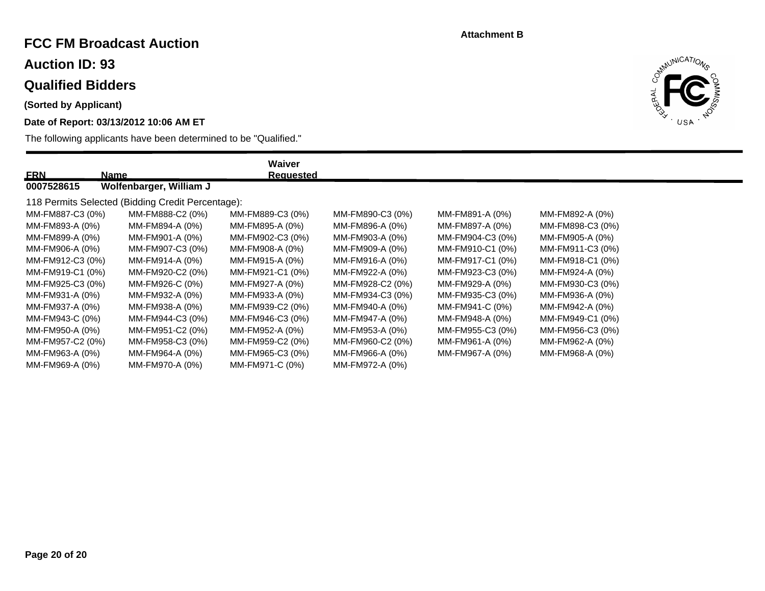Attachment B

# FCC FM Broadcast Auction

## Auction ID: 93

## Qualified Bidders

**(Sorted by Applicant)**

**Date of Report: 03/13/2012 10:06 AM ET**

The following applicants have been determined to be "Qualified."

| FRN | Name | Waiver Requested |
|---|---|---|
| **0007528615** | **Wolfenbarger, William J** | |

118 Permits Selected (Bidding Credit Percentage):

| | | | | | |
|---|---|---|---|---|---|
| MM-FM887-C3 (0%) | MM-FM888-C2 (0%) | MM-FM889-C3 (0%) | MM-FM890-C3 (0%) | MM-FM891-A (0%) | MM-FM892-A (0%) |
| MM-FM893-A (0%) | MM-FM894-A (0%) | MM-FM895-A (0%) | MM-FM896-A (0%) | MM-FM897-A (0%) | MM-FM898-C3 (0%) |
| MM-FM899-A (0%) | MM-FM901-A (0%) | MM-FM902-C3 (0%) | MM-FM903-A (0%) | MM-FM904-C3 (0%) | MM-FM905-A (0%) |
| MM-FM906-A (0%) | MM-FM907-C3 (0%) | MM-FM908-A (0%) | MM-FM909-A (0%) | MM-FM910-C1 (0%) | MM-FM911-C3 (0%) |
| MM-FM912-C3 (0%) | MM-FM914-A (0%) | MM-FM915-A (0%) | MM-FM916-A (0%) | MM-FM917-C1 (0%) | MM-FM918-C1 (0%) |
| MM-FM919-C1 (0%) | MM-FM920-C2 (0%) | MM-FM921-C1 (0%) | MM-FM922-A (0%) | MM-FM923-C3 (0%) | MM-FM924-A (0%) |
| MM-FM925-C3 (0%) | MM-FM926-C (0%) | MM-FM927-A (0%) | MM-FM928-C2 (0%) | MM-FM929-A (0%) | MM-FM930-C3 (0%) |
| MM-FM931-A (0%) | MM-FM932-A (0%) | MM-FM933-A (0%) | MM-FM934-C3 (0%) | MM-FM935-C3 (0%) | MM-FM936-A (0%) |
| MM-FM937-A (0%) | MM-FM938-A (0%) | MM-FM939-C2 (0%) | MM-FM940-A (0%) | MM-FM941-C (0%) | MM-FM942-A (0%) |
| MM-FM943-C (0%) | MM-FM944-C3 (0%) | MM-FM946-C3 (0%) | MM-FM947-A (0%) | MM-FM948-A (0%) | MM-FM949-C1 (0%) |
| MM-FM950-A (0%) | MM-FM951-C2 (0%) | MM-FM952-A (0%) | MM-FM953-A (0%) | MM-FM955-C3 (0%) | MM-FM956-C3 (0%) |
| MM-FM957-C2 (0%) | MM-FM958-C3 (0%) | MM-FM959-C2 (0%) | MM-FM960-C2 (0%) | MM-FM961-A (0%) | MM-FM962-A (0%) |
| MM-FM963-A (0%) | MM-FM964-A (0%) | MM-FM965-C3 (0%) | MM-FM966-A (0%) | MM-FM967-A (0%) | MM-FM968-A (0%) |
| MM-FM969-A (0%) | MM-FM970-A (0%) | MM-FM971-C (0%) | MM-FM972-A (0%) | | |